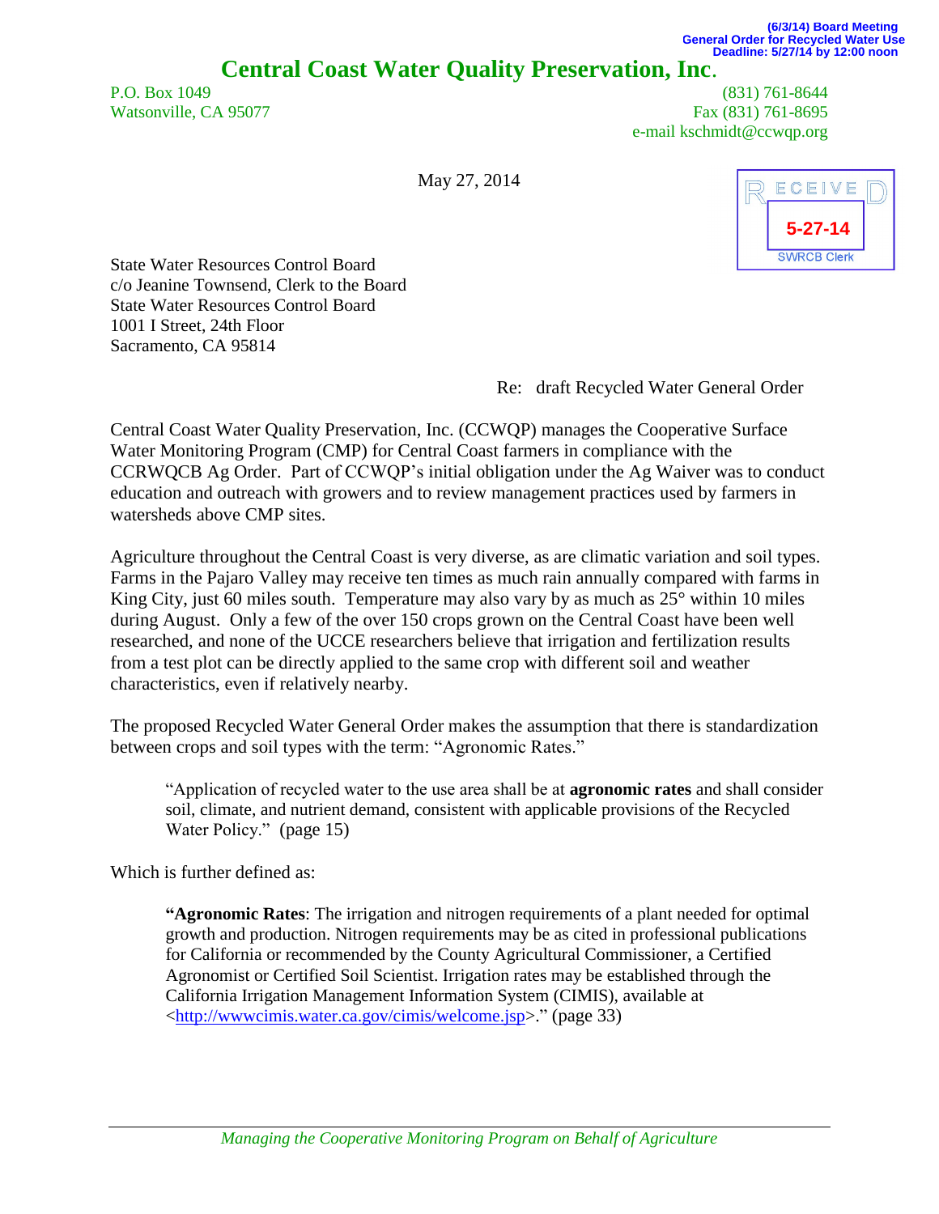(6/3/14) Board Meeting
General Order for Recycled Water Use
Deadline: 5/27/14 by 12:00 noon

# Central Coast Water Quality Preservation, Inc.

P.O. Box 1049
Watsonville, CA 95077

(831) 761-8644
Fax (831) 761-8695
e-mail kschmidt@ccwqp.org

May 27, 2014

RECEIVED
5-27-14
SWRCB Clerk

State Water Resources Control Board
c/o Jeanine Townsend, Clerk to the Board
State Water Resources Control Board
1001 I Street, 24th Floor
Sacramento, CA 95814

Re: draft Recycled Water General Order

Central Coast Water Quality Preservation, Inc. (CCWQP) manages the Cooperative Surface Water Monitoring Program (CMP) for Central Coast farmers in compliance with the CCRWQCB Ag Order. Part of CCWQP's initial obligation under the Ag Waiver was to conduct education and outreach with growers and to review management practices used by farmers in watersheds above CMP sites.

Agriculture throughout the Central Coast is very diverse, as are climatic variation and soil types. Farms in the Pajaro Valley may receive ten times as much rain annually compared with farms in King City, just 60 miles south. Temperature may also vary by as much as 25° within 10 miles during August. Only a few of the over 150 crops grown on the Central Coast have been well researched, and none of the UCCE researchers believe that irrigation and fertilization results from a test plot can be directly applied to the same crop with different soil and weather characteristics, even if relatively nearby.

The proposed Recycled Water General Order makes the assumption that there is standardization between crops and soil types with the term: "Agronomic Rates."

> "Application of recycled water to the use area shall be at **agronomic rates** and shall consider soil, climate, and nutrient demand, consistent with applicable provisions of the Recycled Water Policy." (page 15)

Which is further defined as:

> **"Agronomic Rates**: The irrigation and nitrogen requirements of a plant needed for optimal growth and production. Nitrogen requirements may be as cited in professional publications for California or recommended by the County Agricultural Commissioner, a Certified Agronomist or Certified Soil Scientist. Irrigation rates may be established through the California Irrigation Management Information System (CIMIS), available at <http://wwwcimis.water.ca.gov/cimis/welcome.jsp>." (page 33)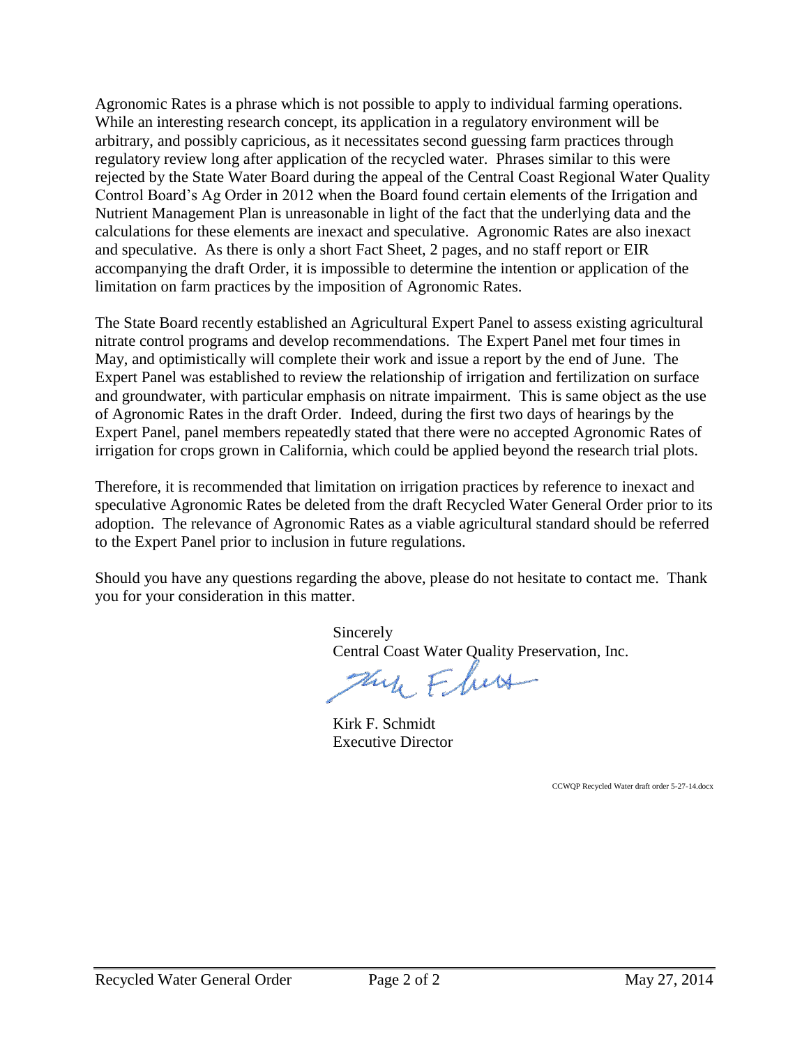Agronomic Rates is a phrase which is not possible to apply to individual farming operations. While an interesting research concept, its application in a regulatory environment will be arbitrary, and possibly capricious, as it necessitates second guessing farm practices through regulatory review long after application of the recycled water. Phrases similar to this were rejected by the State Water Board during the appeal of the Central Coast Regional Water Quality Control Board's Ag Order in 2012 when the Board found certain elements of the Irrigation and Nutrient Management Plan is unreasonable in light of the fact that the underlying data and the calculations for these elements are inexact and speculative. Agronomic Rates are also inexact and speculative. As there is only a short Fact Sheet, 2 pages, and no staff report or EIR accompanying the draft Order, it is impossible to determine the intention or application of the limitation on farm practices by the imposition of Agronomic Rates.

The State Board recently established an Agricultural Expert Panel to assess existing agricultural nitrate control programs and develop recommendations. The Expert Panel met four times in May, and optimistically will complete their work and issue a report by the end of June. The Expert Panel was established to review the relationship of irrigation and fertilization on surface and groundwater, with particular emphasis on nitrate impairment. This is same object as the use of Agronomic Rates in the draft Order. Indeed, during the first two days of hearings by the Expert Panel, panel members repeatedly stated that there were no accepted Agronomic Rates of irrigation for crops grown in California, which could be applied beyond the research trial plots.

Therefore, it is recommended that limitation on irrigation practices by reference to inexact and speculative Agronomic Rates be deleted from the draft Recycled Water General Order prior to its adoption. The relevance of Agronomic Rates as a viable agricultural standard should be referred to the Expert Panel prior to inclusion in future regulations.

Should you have any questions regarding the above, please do not hesitate to contact me. Thank you for your consideration in this matter.

Sincerely
Central Coast Water Quality Preservation, Inc.

Kirk F. Schmidt
Executive Director

CCWQP Recycled Water draft order 5-27-14.docx